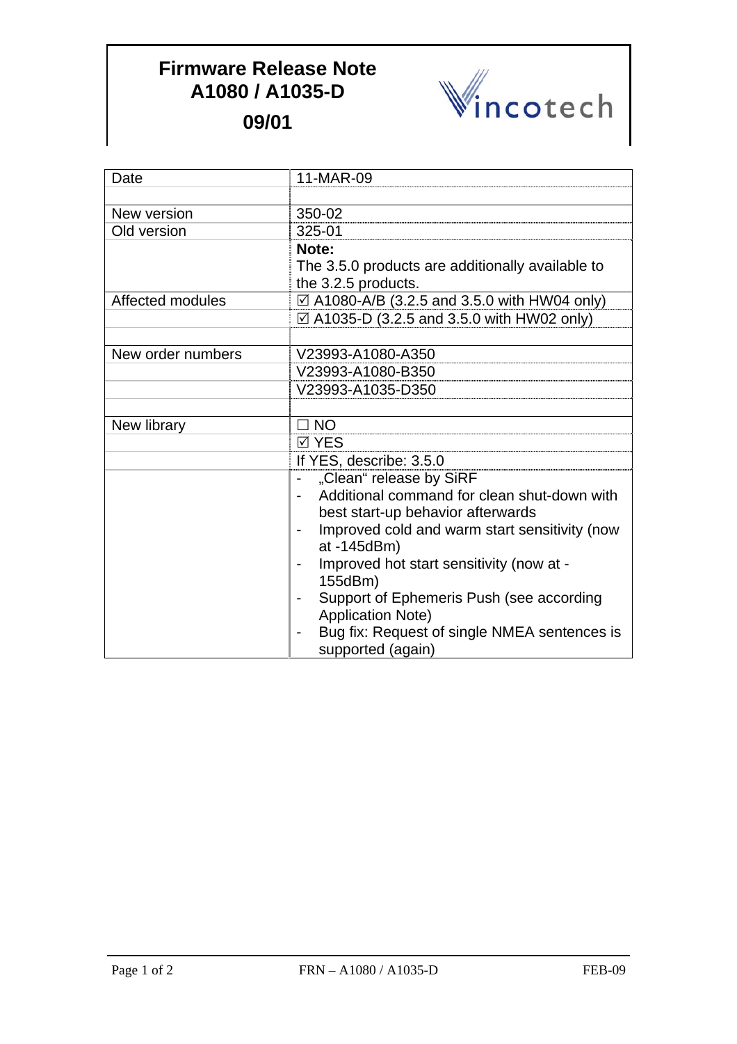# Firmware Release Note
# A1080 / A1035-D
# 09/01

Vincotech

| Date | 11-MAR-09 |
|---|---|
| | |
| New version | 350-02 |
| Old version | 325-01 |
| | **Note:**<br>The 3.5.0 products are additionally available to the 3.2.5 products. |
| Affected modules | ☑ A1080-A/B (3.2.5 and 3.5.0 with HW04 only) |
| | ☑ A1035-D (3.2.5 and 3.5.0 with HW02 only) |
| | |
| New order numbers | V23993-A1080-A350 |
| | V23993-A1080-B350 |
| | V23993-A1035-D350 |
| | |
| New library | ☐ NO |
| | ☑ YES |
| | If YES, describe: 3.5.0 |
| | - „Clean“ release by SiRF<br>- Additional command for clean shut-down with best start-up behavior afterwards<br>- Improved cold and warm start sensitivity (now at -145dBm)<br>- Improved hot start sensitivity (now at -155dBm)<br>- Support of Ephemeris Push (see according Application Note)<br>- Bug fix: Request of single NMEA sentences is supported (again) |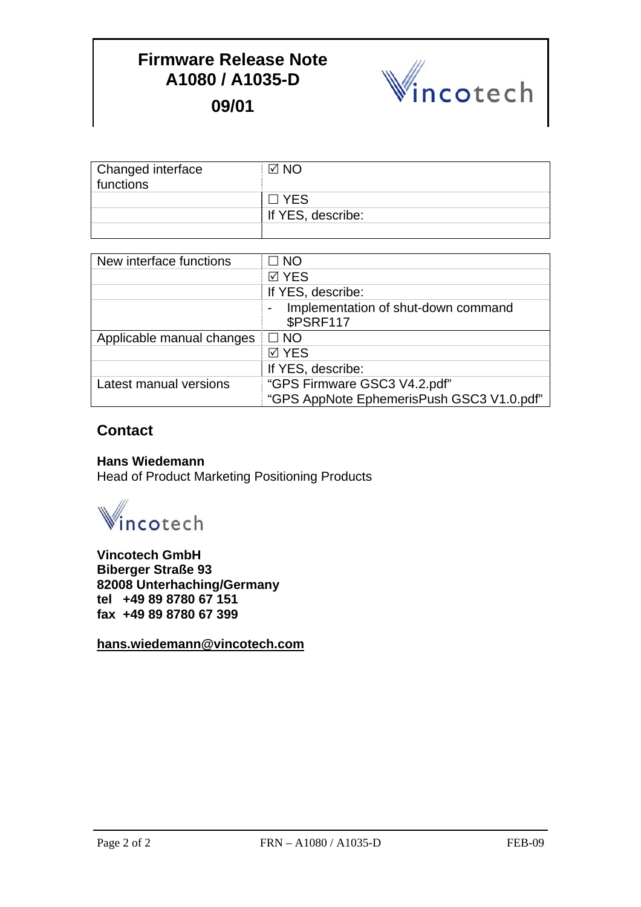# Firmware Release Note A1080 / A1035-D

## 09/01

| | |
|---|---|
| Changed interface functions | ☑ NO |
| | ☐ YES |
| | If YES, describe: |
| | |

| | |
|---|---|
| New interface functions | ☐ NO |
| | ☑ YES |
| | If YES, describe: |
| | - Implementation of shut-down command $PSRF117 |
| Applicable manual changes | ☐ NO |
| | ☑ YES |
| | If YES, describe: |
| Latest manual versions | "GPS Firmware GSC3 V4.2.pdf" "GPS AppNote EphemerisPush GSC3 V1.0.pdf" |

## Contact

**Hans Wiedemann**
Head of Product Marketing Positioning Products

Vincotech

**Vincotech GmbH**
**Biberger Straße 93**
**82008 Unterhaching/Germany**
**tel +49 89 8780 67 151**
**fax +49 89 8780 67 399**

**hans.wiedemann@vincotech.com**